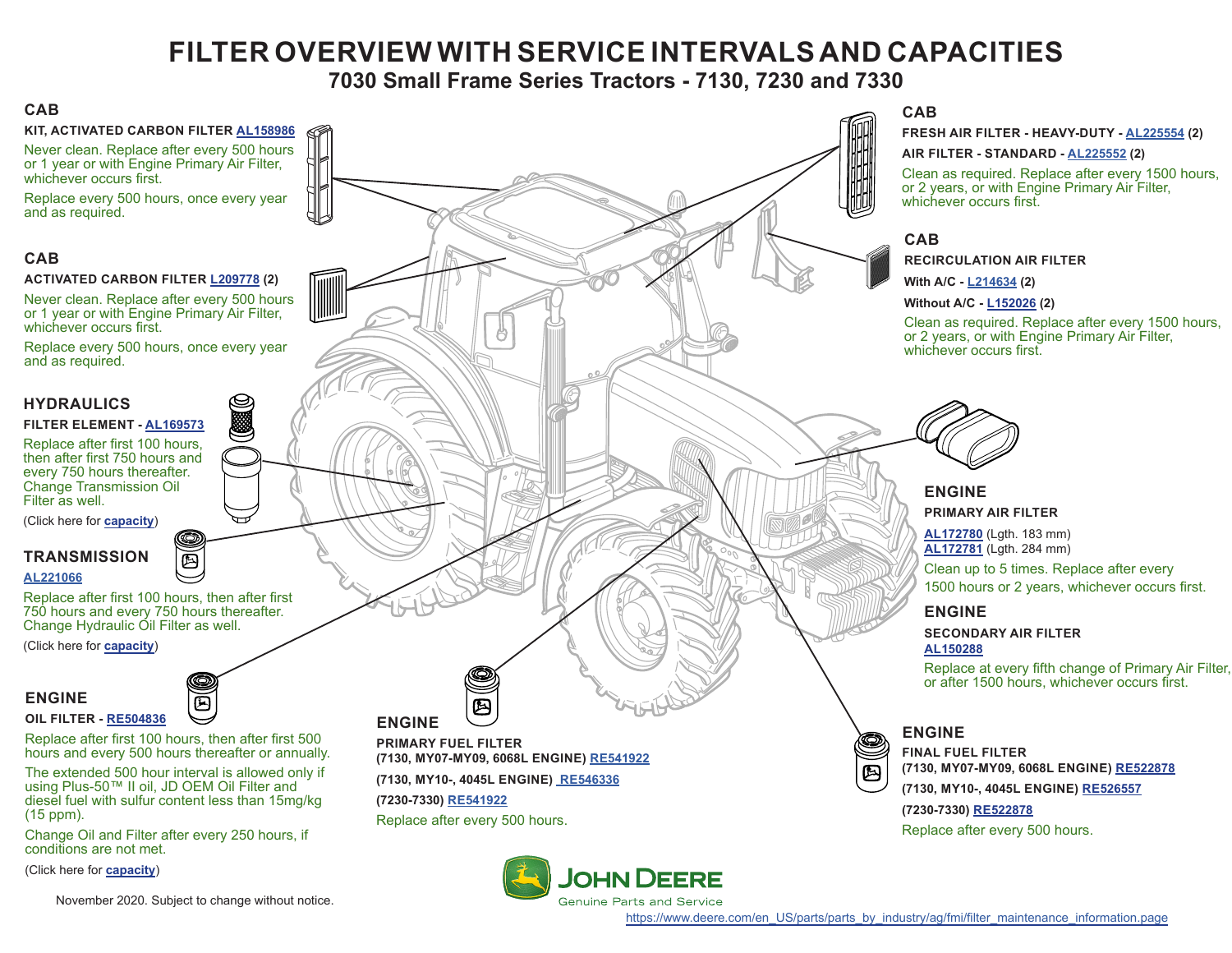# FILTER OVERVIEW WITH SERVICE INTERVALS AND CAPACITIES

## 7030 Small Frame Series Tractors - 7130, 7230 and 7330

### CAB

**KIT, ACTIVATED CARBON FILTER AL158986**

Never clean. Replace after every 500 hours or 1 year or with Engine Primary Air Filter, whichever occurs first.

Replace every 500 hours, once every year and as required.

### CAB

**ACTIVATED CARBON FILTER L209778 (2)**

Never clean. Replace after every 500 hours or 1 year or with Engine Primary Air Filter, whichever occurs first.

Replace every 500 hours, once every year and as required.

### HYDRAULICS

**FILTER ELEMENT - AL169573**

Replace after first 100 hours, then after first 750 hours and every 750 hours thereafter. Change Transmission Oil Filter as well.

(Click here for **capacity**)

### TRANSMISSION

**AL221066**

Replace after first 100 hours, then after first 750 hours and every 750 hours thereafter. Change Hydraulic Oil Filter as well.

(Click here for **capacity**)

### ENGINE

**OIL FILTER - RE504836**

Replace after first 100 hours, then after first 500 hours and every 500 hours thereafter or annually.

The extended 500 hour interval is allowed only if using Plus-50™ II oil, JD OEM Oil Filter and diesel fuel with sulfur content less than 15mg/kg (15 ppm).

Change Oil and Filter after every 250 hours, if conditions are not met.

(Click here for **capacity**)

### ENGINE

**PRIMARY FUEL FILTER**

**(7130, MY07-MY09, 6068L ENGINE) RE541922**

**(7130, MY10-, 4045L ENGINE) RE546336**

**(7230-7330) RE541922**

Replace after every 500 hours.

### CAB

**FRESH AIR FILTER - HEAVY-DUTY - AL225554 (2)**

**AIR FILTER - STANDARD - AL225552 (2)**

Clean as required. Replace after every 1500 hours, or 2 years, or with Engine Primary Air Filter, whichever occurs first.

### CAB

**RECIRCULATION AIR FILTER**

**With A/C - L214634 (2)**

**Without A/C - L152026 (2)**

Clean as required. Replace after every 1500 hours, or 2 years, or with Engine Primary Air Filter, whichever occurs first.

### ENGINE

**PRIMARY AIR FILTER**

**AL172780** (Lgth. 183 mm)
**AL172781** (Lgth. 284 mm)

Clean up to 5 times. Replace after every 1500 hours or 2 years, whichever occurs first.

### ENGINE

**SECONDARY AIR FILTER**

**AL150288**

Replace at every fifth change of Primary Air Filter, or after 1500 hours, whichever occurs first.

### ENGINE

**FINAL FUEL FILTER**

**(7130, MY07-MY09, 6068L ENGINE) RE522878**

**(7130, MY10-, 4045L ENGINE) RE526557**

**(7230-7330) RE522878**

Replace after every 500 hours.

November 2020. Subject to change without notice.

JOHN DEERE
Genuine Parts and Service

https://www.deere.com/en_US/parts/parts_by_industry/ag/fmi/filter_maintenance_information.page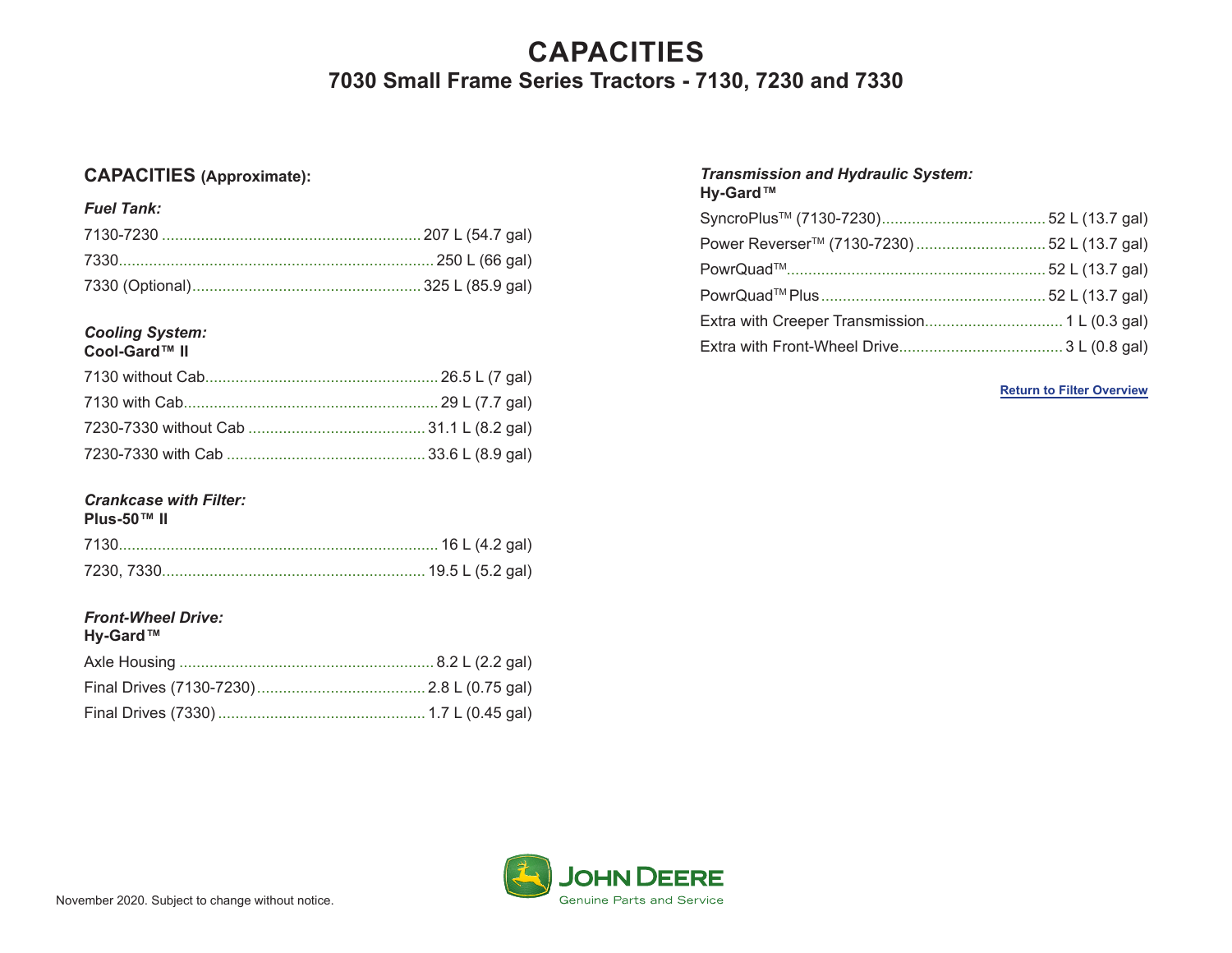# CAPACITIES

## 7030 Small Frame Series Tractors - 7130, 7230 and 7330

### CAPACITIES (Approximate):

***Fuel Tank:***

| | |
|---|---|
| 7130-7230 | 207 L (54.7 gal) |
| 7330 | 250 L (66 gal) |
| 7330 (Optional) | 325 L (85.9 gal) |

***Cooling System:***
**Cool-Gard™ II**

| | |
|---|---|
| 7130 without Cab | 26.5 L (7 gal) |
| 7130 with Cab | 29 L (7.7 gal) |
| 7230-7330 without Cab | 31.1 L (8.2 gal) |
| 7230-7330 with Cab | 33.6 L (8.9 gal) |

***Crankcase with Filter:***
**Plus-50™ II**

| | |
|---|---|
| 7130 | 16 L (4.2 gal) |
| 7230, 7330 | 19.5 L (5.2 gal) |

***Front-Wheel Drive:***
**Hy-Gard™**

| | |
|---|---|
| Axle Housing | 8.2 L (2.2 gal) |
| Final Drives (7130-7230) | 2.8 L (0.75 gal) |
| Final Drives (7330) | 1.7 L (0.45 gal) |

***Transmission and Hydraulic System:***
**Hy-Gard™**

| | |
|---|---|
| SyncroPlus™ (7130-7230) | 52 L (13.7 gal) |
| Power Reverser™ (7130-7230) | 52 L (13.7 gal) |
| PowrQuad™ | 52 L (13.7 gal) |
| PowrQuad™ Plus | 52 L (13.7 gal) |
| Extra with Creeper Transmission | 1 L (0.3 gal) |
| Extra with Front-Wheel Drive | 3 L (0.8 gal) |

Return to Filter Overview

November 2020. Subject to change without notice.

JOHN DEERE
Genuine Parts and Service